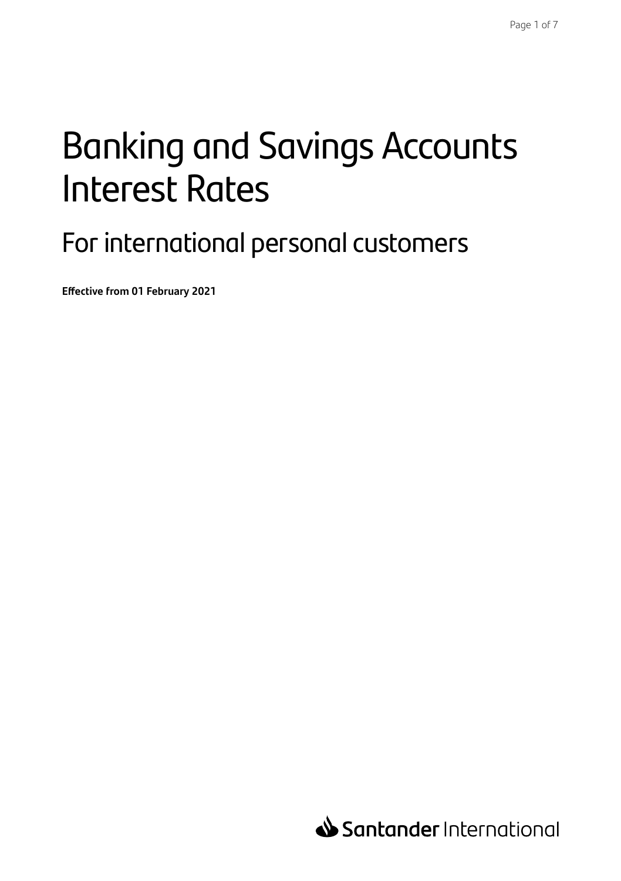# Banking and Savings Accounts Interest Rates

## For international personal customers

**Effective from 01 February 2021**

Santander International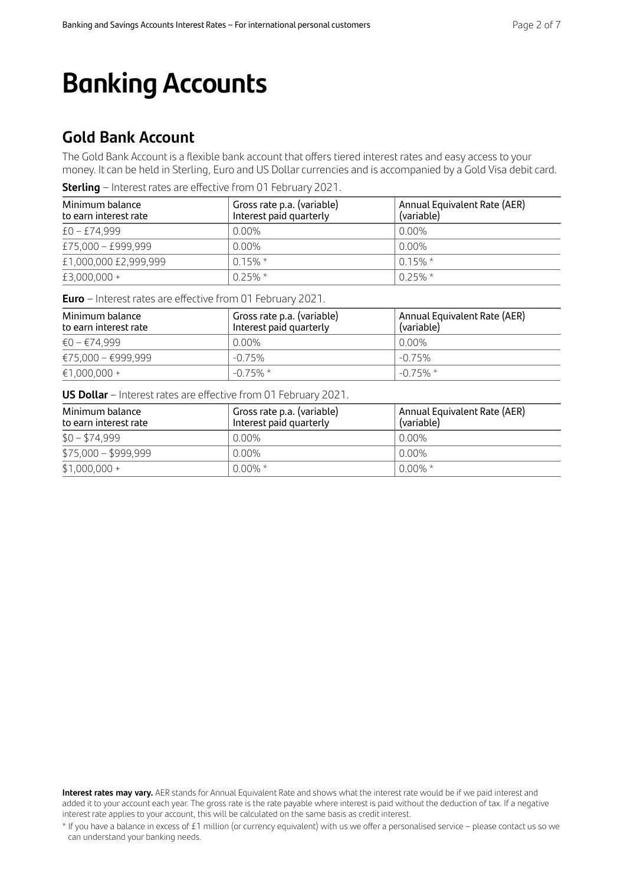# Banking Accounts

## Gold Bank Account

The Gold Bank Account is a flexible bank account that offers tiered interest rates and easy access to your money. It can be held in Sterling, Euro and US Dollar currencies and is accompanied by a Gold Visa debit card.

**Sterling** – Interest rates are effective from 01 February 2021.

| Minimum balance to earn interest rate | Gross rate p.a. (variable) Interest paid quarterly | Annual Equivalent Rate (AER) (variable) |
|---|---|---|
| £0 – £74,999 | 0.00% | 0.00% |
| £75,000 – £999,999 | 0.00% | 0.00% |
| £1,000,000 £2,999,999 | 0.15% * | 0.15% * |
| £3,000,000 + | 0.25% * | 0.25% * |

**Euro** – Interest rates are effective from 01 February 2021.

| Minimum balance to earn interest rate | Gross rate p.a. (variable) Interest paid quarterly | Annual Equivalent Rate (AER) (variable) |
|---|---|---|
| €0 – €74,999 | 0.00% | 0.00% |
| €75,000 – €999,999 | -0.75% | -0.75% |
| €1,000,000 + | -0.75% * | -0.75% * |

**US Dollar** – Interest rates are effective from 01 February 2021.

| Minimum balance to earn interest rate | Gross rate p.a. (variable) Interest paid quarterly | Annual Equivalent Rate (AER) (variable) |
|---|---|---|
| $0 – $74,999 | 0.00% | 0.00% |
| $75,000 – $999,999 | 0.00% | 0.00% |
| $1,000,000 + | 0.00% * | 0.00% * |

**Interest rates may vary.** AER stands for Annual Equivalent Rate and shows what the interest rate would be if we paid interest and added it to your account each year. The gross rate is the rate payable where interest is paid without the deduction of tax. If a negative interest rate applies to your account, this will be calculated on the same basis as credit interest.

* If you have a balance in excess of £1 million (or currency equivalent) with us we offer a personalised service – please contact us so we can understand your banking needs.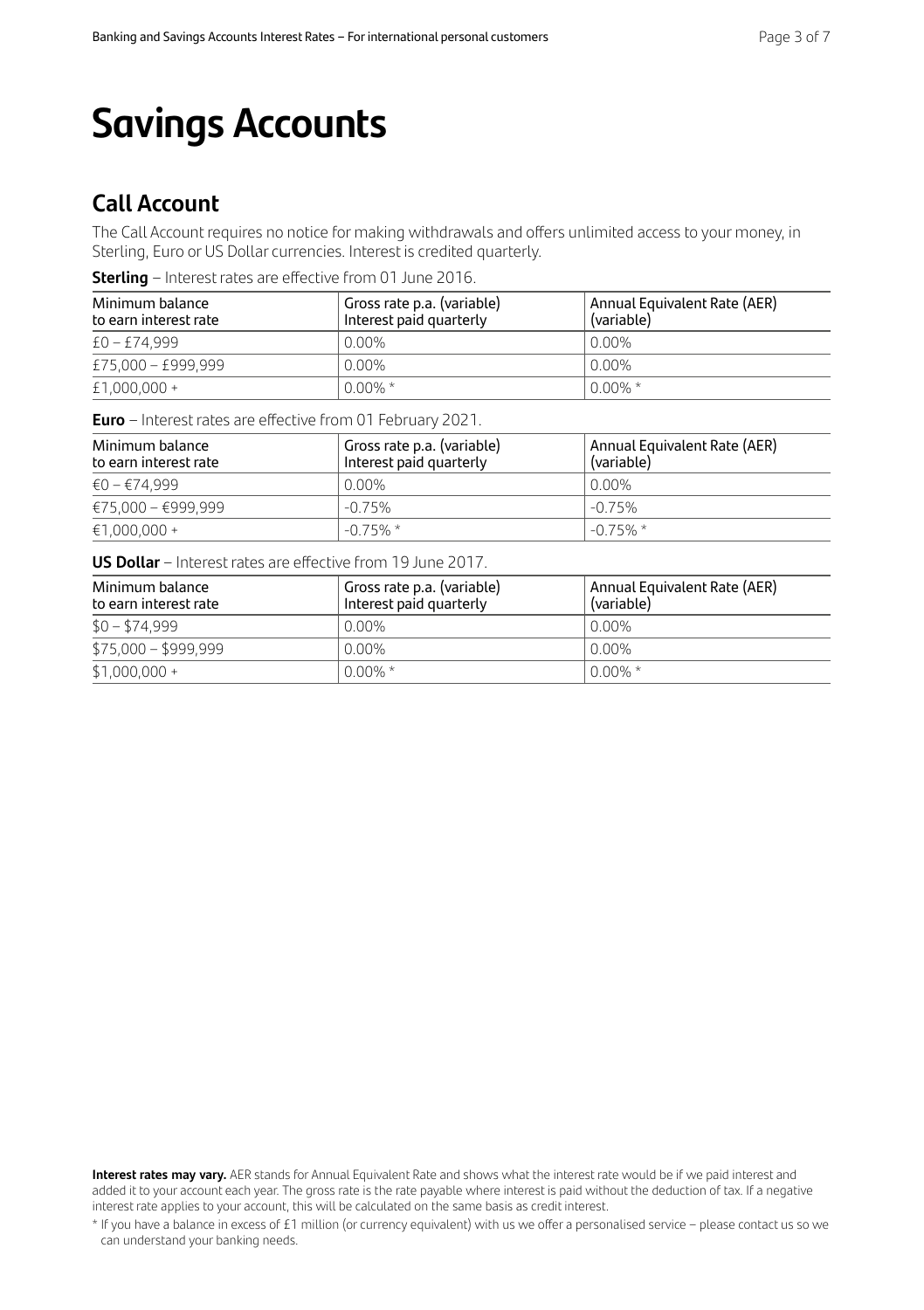# Savings Accounts

## Call Account

The Call Account requires no notice for making withdrawals and offers unlimited access to your money, in Sterling, Euro or US Dollar currencies. Interest is credited quarterly.

**Sterling** – Interest rates are effective from 01 June 2016.

| Minimum balance to earn interest rate | Gross rate p.a. (variable) Interest paid quarterly | Annual Equivalent Rate (AER) (variable) |
|---|---|---|
| £0 – £74,999 | 0.00% | 0.00% |
| £75,000 – £999,999 | 0.00% | 0.00% |
| £1,000,000 + | 0.00% * | 0.00% * |

**Euro** – Interest rates are effective from 01 February 2021.

| Minimum balance to earn interest rate | Gross rate p.a. (variable) Interest paid quarterly | Annual Equivalent Rate (AER) (variable) |
|---|---|---|
| €0 – €74,999 | 0.00% | 0.00% |
| €75,000 – €999,999 | -0.75% | -0.75% |
| €1,000,000 + | -0.75% * | -0.75% * |

**US Dollar** – Interest rates are effective from 19 June 2017.

| Minimum balance to earn interest rate | Gross rate p.a. (variable) Interest paid quarterly | Annual Equivalent Rate (AER) (variable) |
|---|---|---|
| $0 – $74,999 | 0.00% | 0.00% |
| $75,000 – $999,999 | 0.00% | 0.00% |
| $1,000,000 + | 0.00% * | 0.00% * |

**Interest rates may vary.** AER stands for Annual Equivalent Rate and shows what the interest rate would be if we paid interest and added it to your account each year. The gross rate is the rate payable where interest is paid without the deduction of tax. If a negative interest rate applies to your account, this will be calculated on the same basis as credit interest.

* If you have a balance in excess of £1 million (or currency equivalent) with us we offer a personalised service – please contact us so we can understand your banking needs.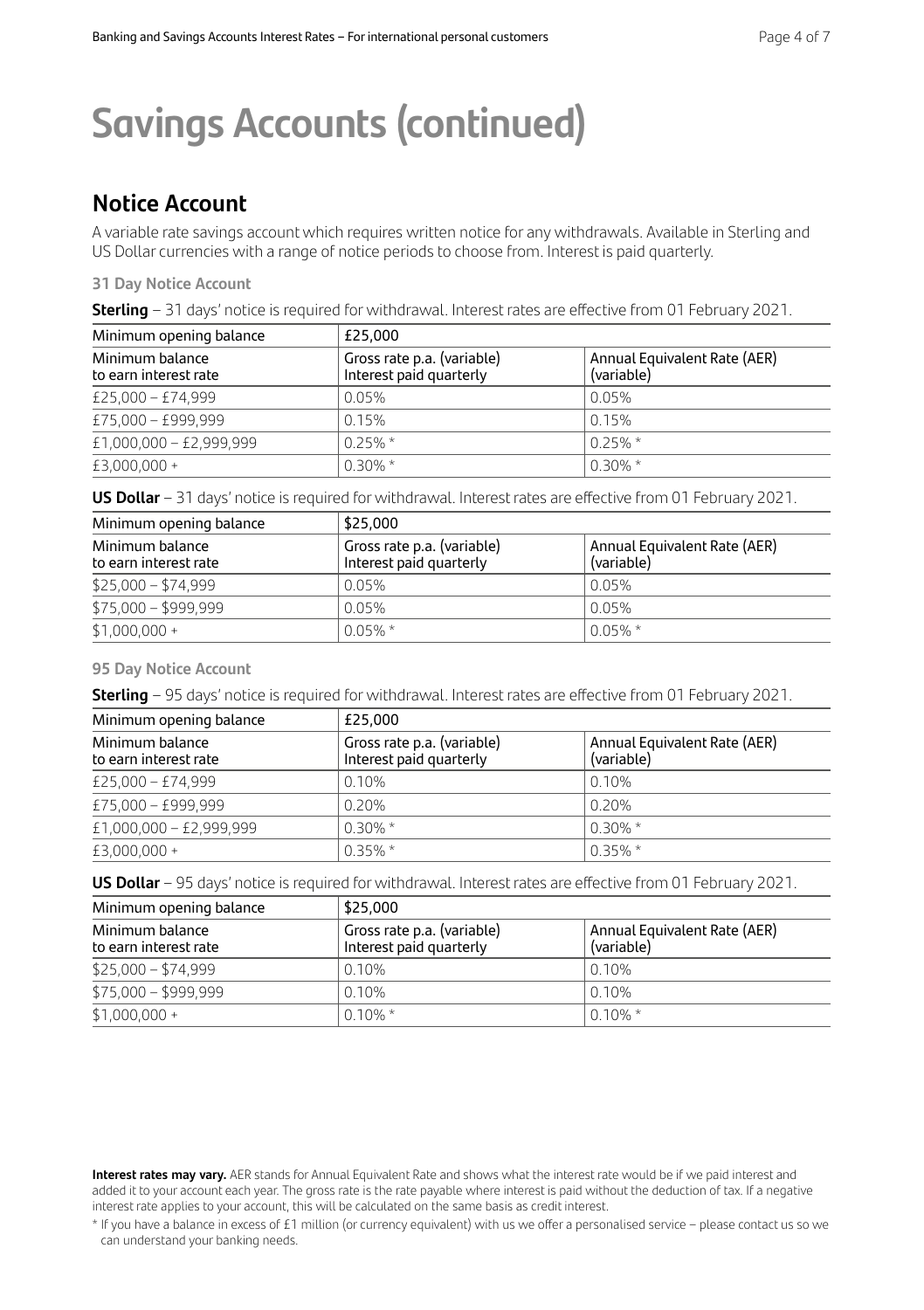# Savings Accounts (continued)

## Notice Account

A variable rate savings account which requires written notice for any withdrawals. Available in Sterling and US Dollar currencies with a range of notice periods to choose from. Interest is paid quarterly.

### 31 Day Notice Account

**Sterling** – 31 days' notice is required for withdrawal. Interest rates are effective from 01 February 2021.

| Minimum opening balance | £25,000 | |
|---|---|---|
| Minimum balance to earn interest rate | Gross rate p.a. (variable) Interest paid quarterly | Annual Equivalent Rate (AER) (variable) |
| £25,000 – £74,999 | 0.05% | 0.05% |
| £75,000 – £999,999 | 0.15% | 0.15% |
| £1,000,000 – £2,999,999 | 0.25% * | 0.25% * |
| £3,000,000 + | 0.30% * | 0.30% * |

**US Dollar** – 31 days' notice is required for withdrawal. Interest rates are effective from 01 February 2021.

| Minimum opening balance | $25,000 | |
|---|---|---|
| Minimum balance to earn interest rate | Gross rate p.a. (variable) Interest paid quarterly | Annual Equivalent Rate (AER) (variable) |
| $25,000 – $74,999 | 0.05% | 0.05% |
| $75,000 – $999,999 | 0.05% | 0.05% |
| $1,000,000 + | 0.05% * | 0.05% * |

### 95 Day Notice Account

**Sterling** – 95 days' notice is required for withdrawal. Interest rates are effective from 01 February 2021.

| Minimum opening balance | £25,000 | |
|---|---|---|
| Minimum balance to earn interest rate | Gross rate p.a. (variable) Interest paid quarterly | Annual Equivalent Rate (AER) (variable) |
| £25,000 – £74,999 | 0.10% | 0.10% |
| £75,000 – £999,999 | 0.20% | 0.20% |
| £1,000,000 – £2,999,999 | 0.30% * | 0.30% * |
| £3,000,000 + | 0.35% * | 0.35% * |

**US Dollar** – 95 days' notice is required for withdrawal. Interest rates are effective from 01 February 2021.

| Minimum opening balance | $25,000 | |
|---|---|---|
| Minimum balance to earn interest rate | Gross rate p.a. (variable) Interest paid quarterly | Annual Equivalent Rate (AER) (variable) |
| $25,000 – $74,999 | 0.10% | 0.10% |
| $75,000 – $999,999 | 0.10% | 0.10% |
| $1,000,000 + | 0.10% * | 0.10% * |

**Interest rates may vary.** AER stands for Annual Equivalent Rate and shows what the interest rate would be if we paid interest and added it to your account each year. The gross rate is the rate payable where interest is paid without the deduction of tax. If a negative interest rate applies to your account, this will be calculated on the same basis as credit interest.

* If you have a balance in excess of £1 million (or currency equivalent) with us we offer a personalised service – please contact us so we can understand your banking needs.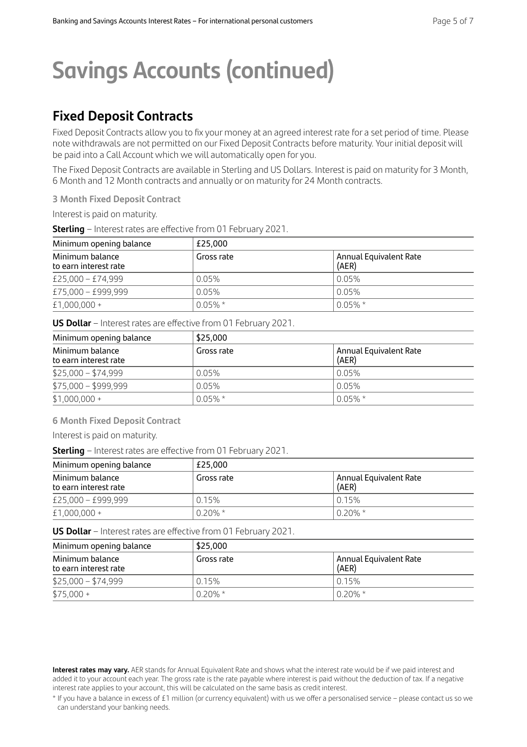# Savings Accounts (continued)

## Fixed Deposit Contracts

Fixed Deposit Contracts allow you to fix your money at an agreed interest rate for a set period of time. Please note withdrawals are not permitted on our Fixed Deposit Contracts before maturity. Your initial deposit will be paid into a Call Account which we will automatically open for you.

The Fixed Deposit Contracts are available in Sterling and US Dollars. Interest is paid on maturity for 3 Month, 6 Month and 12 Month contracts and annually or on maturity for 24 Month contracts.

### 3 Month Fixed Deposit Contract

Interest is paid on maturity.

**Sterling** – Interest rates are effective from 01 February 2021.

| Minimum opening balance | £25,000 | |
|---|---|---|
| Minimum balance to earn interest rate | Gross rate | Annual Equivalent Rate (AER) |
| £25,000 – £74,999 | 0.05% | 0.05% |
| £75,000 – £999,999 | 0.05% | 0.05% |
| £1,000,000 + | 0.05% * | 0.05% * |

**US Dollar** – Interest rates are effective from 01 February 2021.

| Minimum opening balance | $25,000 | |
|---|---|---|
| Minimum balance to earn interest rate | Gross rate | Annual Equivalent Rate (AER) |
| $25,000 – $74,999 | 0.05% | 0.05% |
| $75,000 – $999,999 | 0.05% | 0.05% |
| $1,000,000 + | 0.05% * | 0.05% * |

### 6 Month Fixed Deposit Contract

Interest is paid on maturity.

**Sterling** – Interest rates are effective from 01 February 2021.

| Minimum opening balance | £25,000 | |
|---|---|---|
| Minimum balance to earn interest rate | Gross rate | Annual Equivalent Rate (AER) |
| £25,000 – £999,999 | 0.15% | 0.15% |
| £1,000,000 + | 0.20% * | 0.20% * |

**US Dollar** – Interest rates are effective from 01 February 2021.

| Minimum opening balance | $25,000 | |
|---|---|---|
| Minimum balance to earn interest rate | Gross rate | Annual Equivalent Rate (AER) |
| $25,000 – $74,999 | 0.15% | 0.15% |
| $75,000 + | 0.20% * | 0.20% * |

**Interest rates may vary.** AER stands for Annual Equivalent Rate and shows what the interest rate would be if we paid interest and added it to your account each year. The gross rate is the rate payable where interest is paid without the deduction of tax. If a negative interest rate applies to your account, this will be calculated on the same basis as credit interest.

* If you have a balance in excess of £1 million (or currency equivalent) with us we offer a personalised service – please contact us so we can understand your banking needs.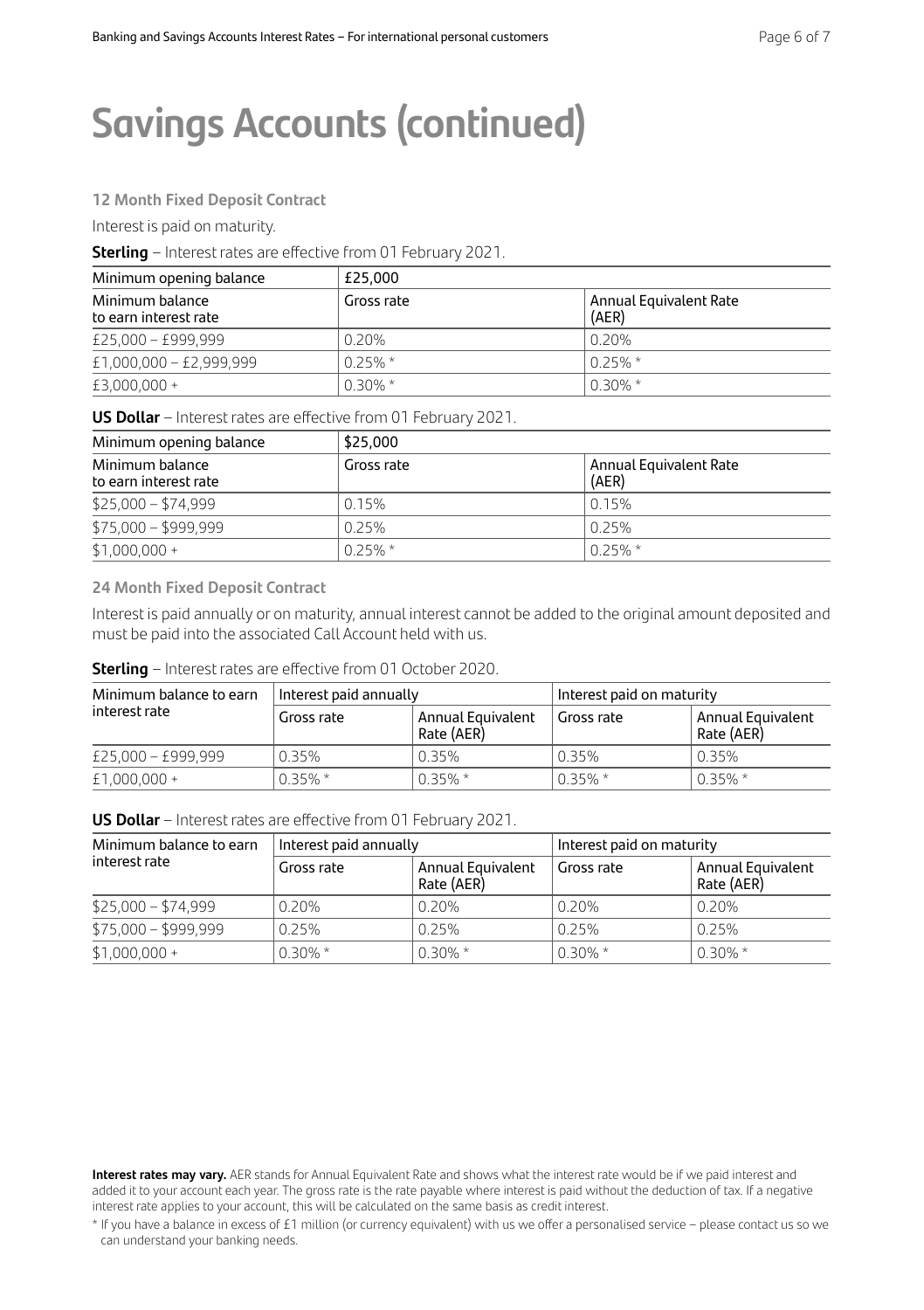# Savings Accounts (continued)

### 12 Month Fixed Deposit Contract

Interest is paid on maturity.

**Sterling** – Interest rates are effective from 01 February 2021.

| Minimum opening balance | £25,000 | |
|---|---|---|
| Minimum balance to earn interest rate | Gross rate | Annual Equivalent Rate (AER) |
| £25,000 – £999,999 | 0.20% | 0.20% |
| £1,000,000 – £2,999,999 | 0.25% * | 0.25% * |
| £3,000,000 + | 0.30% * | 0.30% * |

**US Dollar** – Interest rates are effective from 01 February 2021.

| Minimum opening balance | $25,000 | |
|---|---|---|
| Minimum balance to earn interest rate | Gross rate | Annual Equivalent Rate (AER) |
| $25,000 – $74,999 | 0.15% | 0.15% |
| $75,000 – $999,999 | 0.25% | 0.25% |
| $1,000,000 + | 0.25% * | 0.25% * |

### 24 Month Fixed Deposit Contract

Interest is paid annually or on maturity, annual interest cannot be added to the original amount deposited and must be paid into the associated Call Account held with us.

**Sterling** – Interest rates are effective from 01 October 2020.

| Minimum balance to earn interest rate | Interest paid annually | | Interest paid on maturity | |
|---|---|---|---|---|
| | Gross rate | Annual Equivalent Rate (AER) | Gross rate | Annual Equivalent Rate (AER) |
| £25,000 – £999,999 | 0.35% | 0.35% | 0.35% | 0.35% |
| £1,000,000 + | 0.35% * | 0.35% * | 0.35% * | 0.35% * |

**US Dollar** – Interest rates are effective from 01 February 2021.

| Minimum balance to earn interest rate | Interest paid annually | | Interest paid on maturity | |
|---|---|---|---|---|
| | Gross rate | Annual Equivalent Rate (AER) | Gross rate | Annual Equivalent Rate (AER) |
| $25,000 – $74,999 | 0.20% | 0.20% | 0.20% | 0.20% |
| $75,000 – $999,999 | 0.25% | 0.25% | 0.25% | 0.25% |
| $1,000,000 + | 0.30% * | 0.30% * | 0.30% * | 0.30% * |

**Interest rates may vary.** AER stands for Annual Equivalent Rate and shows what the interest rate would be if we paid interest and added it to your account each year. The gross rate is the rate payable where interest is paid without the deduction of tax. If a negative interest rate applies to your account, this will be calculated on the same basis as credit interest.

* If you have a balance in excess of £1 million (or currency equivalent) with us we offer a personalised service – please contact us so we can understand your banking needs.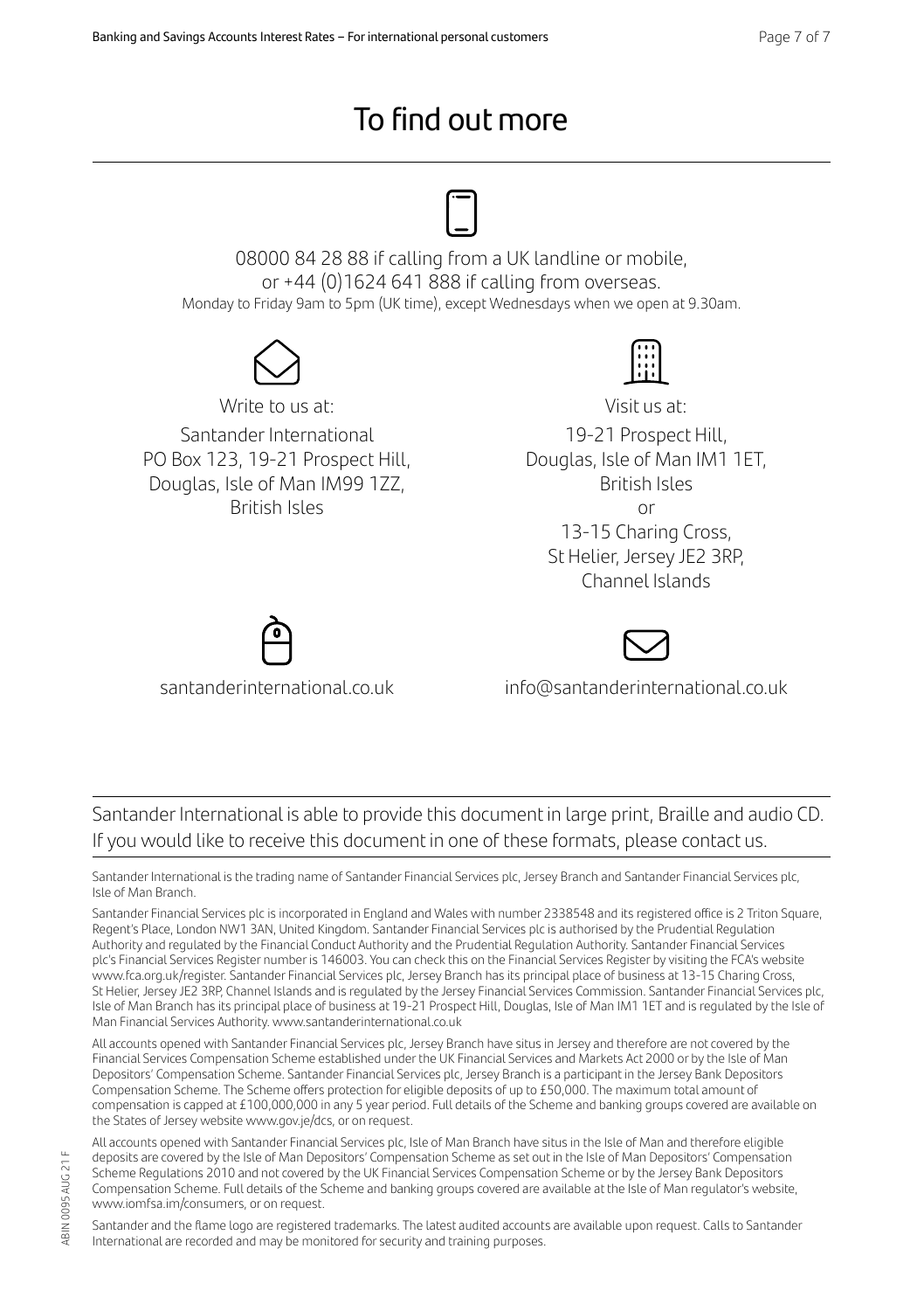# To find out more

08000 84 28 88 if calling from a UK landline or mobile,
or +44 (0)1624 641 888 if calling from overseas.
Monday to Friday 9am to 5pm (UK time), except Wednesdays when we open at 9.30am.

Write to us at:
Santander International
PO Box 123, 19-21 Prospect Hill,
Douglas, Isle of Man IM99 1ZZ,
British Isles

Visit us at:
19-21 Prospect Hill,
Douglas, Isle of Man IM1 1ET,
British Isles
or
13-15 Charing Cross,
St Helier, Jersey JE2 3RP,
Channel Islands

santanderinternational.co.uk

info@santanderinternational.co.uk

Santander International is able to provide this document in large print, Braille and audio CD. If you would like to receive this document in one of these formats, please contact us.

Santander International is the trading name of Santander Financial Services plc, Jersey Branch and Santander Financial Services plc, Isle of Man Branch.

Santander Financial Services plc is incorporated in England and Wales with number 2338548 and its registered office is 2 Triton Square, Regent's Place, London NW1 3AN, United Kingdom. Santander Financial Services plc is authorised by the Prudential Regulation Authority and regulated by the Financial Conduct Authority and the Prudential Regulation Authority. Santander Financial Services plc's Financial Services Register number is 146003. You can check this on the Financial Services Register by visiting the FCA's website www.fca.org.uk/register. Santander Financial Services plc, Jersey Branch has its principal place of business at 13-15 Charing Cross, St Helier, Jersey JE2 3RP, Channel Islands and is regulated by the Jersey Financial Services Commission. Santander Financial Services plc, Isle of Man Branch has its principal place of business at 19-21 Prospect Hill, Douglas, Isle of Man IM1 1ET and is regulated by the Isle of Man Financial Services Authority. www.santanderinternational.co.uk

All accounts opened with Santander Financial Services plc, Jersey Branch have situs in Jersey and therefore are not covered by the Financial Services Compensation Scheme established under the UK Financial Services and Markets Act 2000 or by the Isle of Man Depositors' Compensation Scheme. Santander Financial Services plc, Jersey Branch is a participant in the Jersey Bank Depositors Compensation Scheme. The Scheme offers protection for eligible deposits of up to £50,000. The maximum total amount of compensation is capped at £100,000,000 in any 5 year period. Full details of the Scheme and banking groups covered are available on the States of Jersey website www.gov.je/dcs, or on request.

All accounts opened with Santander Financial Services plc, Isle of Man Branch have situs in the Isle of Man and therefore eligible deposits are covered by the Isle of Man Depositors' Compensation Scheme as set out in the Isle of Man Depositors' Compensation Scheme Regulations 2010 and not covered by the UK Financial Services Compensation Scheme or by the Jersey Bank Depositors Compensation Scheme. Full details of the Scheme and banking groups covered are available at the Isle of Man regulator's website, www.iomfsa.im/consumers, or on request.

Santander and the flame logo are registered trademarks. The latest audited accounts are available upon request. Calls to Santander International are recorded and may be monitored for security and training purposes.

ABIN 0095 AUG 21 F